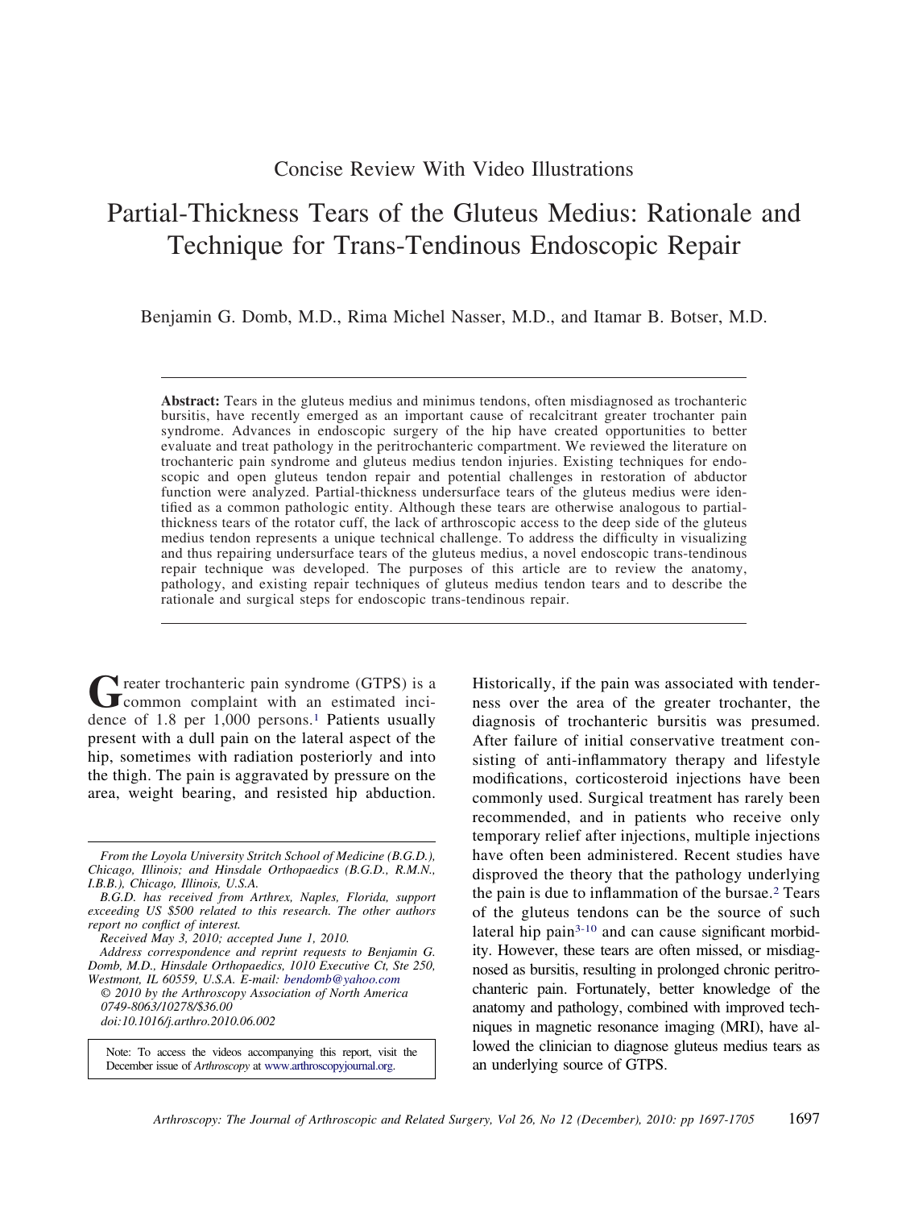Concise Review With Video Illustrations

# Partial-Thickness Tears of the Gluteus Medius: Rationale and Technique for Trans-Tendinous Endoscopic Repair

Benjamin G. Domb, M.D., Rima Michel Nasser, M.D., and Itamar B. Botser, M.D.

**Abstract:** Tears in the gluteus medius and minimus tendons, often misdiagnosed as trochanteric bursitis, have recently emerged as an important cause of recalcitrant greater trochanter pain syndrome. Advances in endoscopic surgery of the hip have created opportunities to better evaluate and treat pathology in the peritrochanteric compartment. We reviewed the literature on trochanteric pain syndrome and gluteus medius tendon injuries. Existing techniques for endoscopic and open gluteus tendon repair and potential challenges in restoration of abductor function were analyzed. Partial-thickness undersurface tears of the gluteus medius were identified as a common pathologic entity. Although these tears are otherwise analogous to partial-thickness tears of the rotator cuff, the lack of arthroscopic access to the deep side of the gluteus medius tendon represents a unique technical challenge. To address the difficulty in visualizing and thus repairing undersurface tears of the gluteus medius, a novel endoscopic trans-tendinous repair technique was developed. The purposes of this article are to review the anatomy, pathology, and existing repair techniques of gluteus medius tendon tears and to describe the rationale and surgical steps for endoscopic trans-tendinous repair.

Greater trochanteric pain syndrome (GTPS) is a common complaint with an estimated incidence of 1.8 per 1,000 persons.[1] Patients usually present with a dull pain on the lateral aspect of the hip, sometimes with radiation posteriorly and into the thigh. The pain is aggravated by pressure on the area, weight bearing, and resisted hip abduction. Historically, if the pain was associated with tenderness over the area of the greater trochanter, the diagnosis of trochanteric bursitis was presumed. After failure of initial conservative treatment consisting of anti-inflammatory therapy and lifestyle modifications, corticosteroid injections have been commonly used. Surgical treatment has rarely been recommended, and in patients who receive only temporary relief after injections, multiple injections have often been administered. Recent studies have disproved the theory that the pathology underlying the pain is due to inflammation of the bursae.[2] Tears of the gluteus tendons can be the source of such lateral hip pain[3-10] and can cause significant morbidity. However, these tears are often missed, or misdiagnosed as bursitis, resulting in prolonged chronic peritrochanteric pain. Fortunately, better knowledge of the anatomy and pathology, combined with improved techniques in magnetic resonance imaging (MRI), have allowed the clinician to diagnose gluteus medius tears as an underlying source of GTPS.

*From the Loyola University Stritch School of Medicine (B.G.D.), Chicago, Illinois; and Hinsdale Orthopaedics (B.G.D., R.M.N., I.B.B.), Chicago, Illinois, U.S.A.*

*B.G.D. has received from Arthrex, Naples, Florida, support exceeding US $500 related to this research. The other authors report no conflict of interest.*

*Received May 3, 2010; accepted June 1, 2010.*

*Address correspondence and reprint requests to Benjamin G. Domb, M.D., Hinsdale Orthopaedics, 1010 Executive Ct, Ste 250, Westmont, IL 60559, U.S.A. E-mail: bendomb@yahoo.com*

*© 2010 by the Arthroscopy Association of North America*
*0749-8063/10278/$36.00*
*doi:10.1016/j.arthro.2010.06.002*

Note: To access the videos accompanying this report, visit the December issue of *Arthroscopy* at www.arthroscopyjournal.org.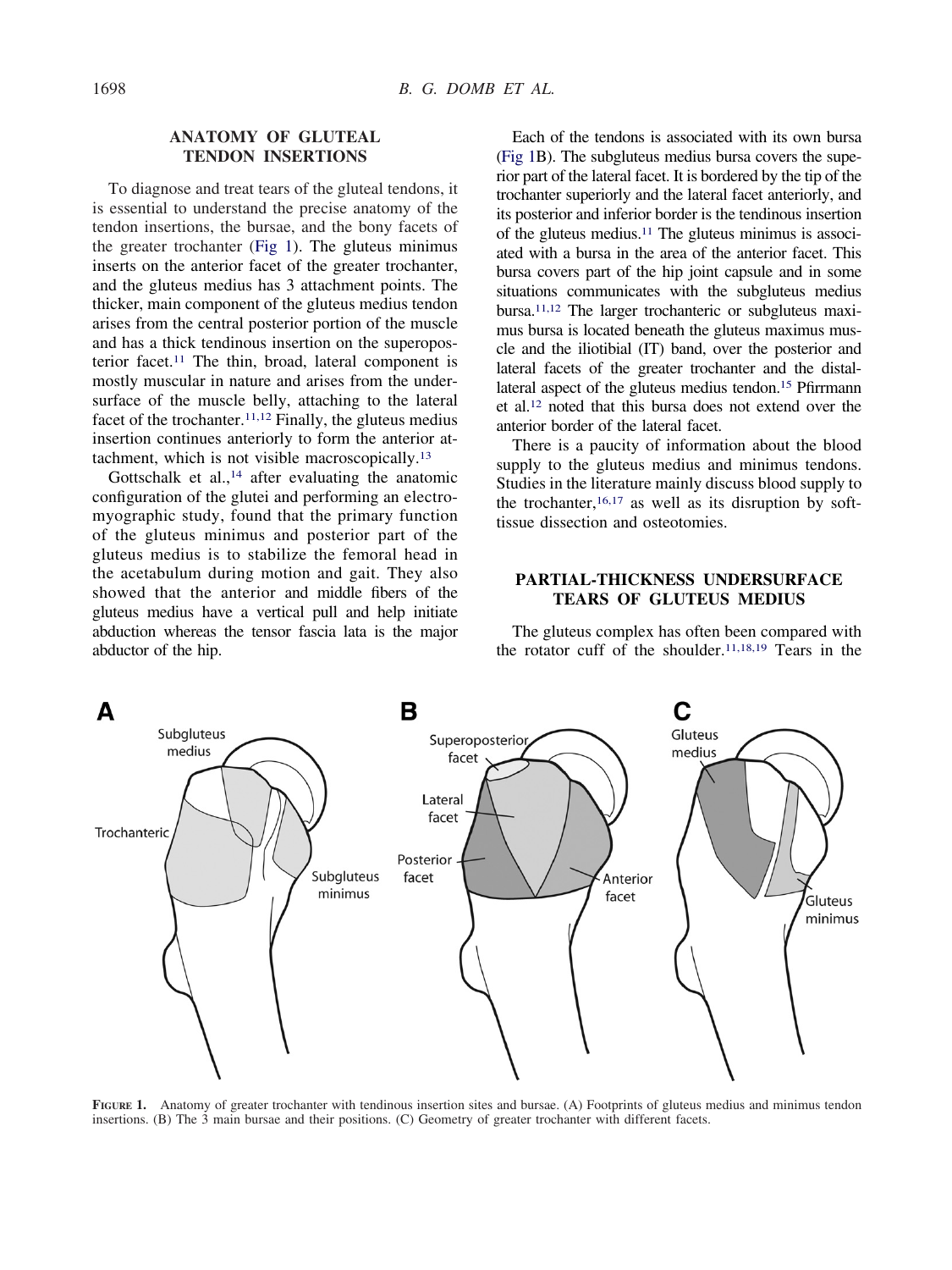## ANATOMY OF GLUTEAL TENDON INSERTIONS

To diagnose and treat tears of the gluteal tendons, it is essential to understand the precise anatomy of the tendon insertions, the bursae, and the bony facets of the greater trochanter (Fig 1). The gluteus minimus inserts on the anterior facet of the greater trochanter, and the gluteus medius has 3 attachment points. The thicker, main component of the gluteus medius tendon arises from the central posterior portion of the muscle and has a thick tendinous insertion on the superoposterior facet.[11] The thin, broad, lateral component is mostly muscular in nature and arises from the undersurface of the muscle belly, attaching to the lateral facet of the trochanter.[11,12] Finally, the gluteus medius insertion continues anteriorly to form the anterior attachment, which is not visible macroscopically.[13]

Gottschalk et al.,[14] after evaluating the anatomic configuration of the glutei and performing an electromyographic study, found that the primary function of the gluteus minimus and posterior part of the gluteus medius is to stabilize the femoral head in the acetabulum during motion and gait. They also showed that the anterior and middle fibers of the gluteus medius have a vertical pull and help initiate abduction whereas the tensor fascia lata is the major abductor of the hip.

Each of the tendons is associated with its own bursa (Fig 1B). The subgluteus medius bursa covers the superior part of the lateral facet. It is bordered by the tip of the trochanter superiorly and the lateral facet anteriorly, and its posterior and inferior border is the tendinous insertion of the gluteus medius.[11] The gluteus minimus is associated with a bursa in the area of the anterior facet. This bursa covers part of the hip joint capsule and in some situations communicates with the subgluteus medius bursa.[11,12] The larger trochanteric or subgluteus maximus bursa is located beneath the gluteus maximus muscle and the iliotibial (IT) band, over the posterior and lateral facets of the greater trochanter and the distal-lateral aspect of the gluteus medius tendon.[15] Pfirrmann et al.[12] noted that this bursa does not extend over the anterior border of the lateral facet.

There is a paucity of information about the blood supply to the gluteus medius and minimus tendons. Studies in the literature mainly discuss blood supply to the trochanter,[16,17] as well as its disruption by soft-tissue dissection and osteotomies.

## PARTIAL-THICKNESS UNDERSURFACE TEARS OF GLUTEUS MEDIUS

The gluteus complex has often been compared with the rotator cuff of the shoulder.[11,18,19] Tears in the

**FIGURE 1.** Anatomy of greater trochanter with tendinous insertion sites and bursae. (A) Footprints of gluteus medius and minimus tendon insertions. (B) The 3 main bursae and their positions. (C) Geometry of greater trochanter with different facets.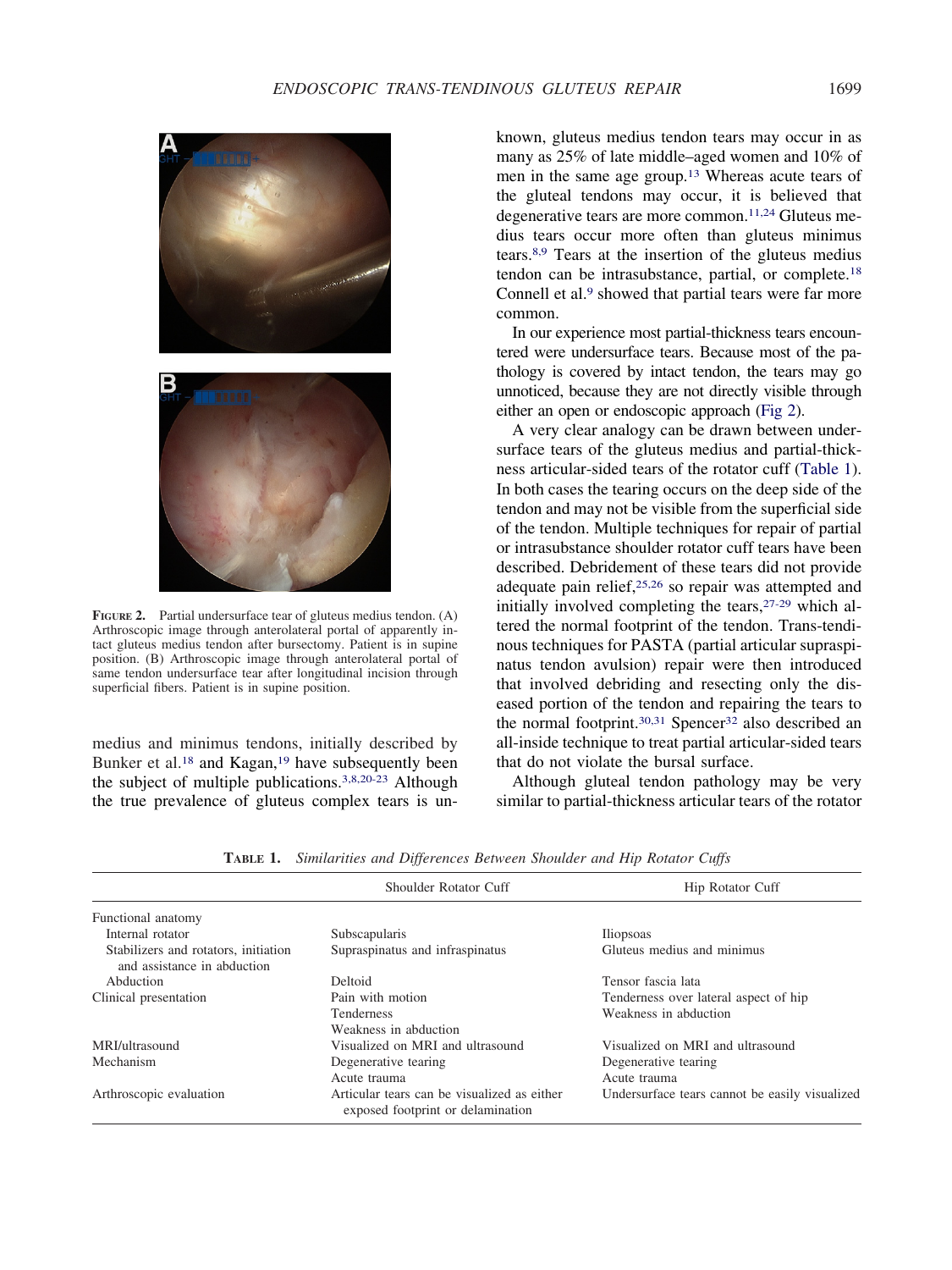**FIGURE 2.** Partial undersurface tear of gluteus medius tendon. (A) Arthroscopic image through anterolateral portal of apparently intact gluteus medius tendon after bursectomy. Patient is in supine position. (B) Arthroscopic image through anterolateral portal of same tendon undersurface tear after longitudinal incision through superficial fibers. Patient is in supine position.

medius and minimus tendons, initially described by Bunker et al.[18] and Kagan,[19] have subsequently been the subject of multiple publications.[3,8,20-23] Although the true prevalence of gluteus complex tears is unknown, gluteus medius tendon tears may occur in as many as 25% of late middle–aged women and 10% of men in the same age group.[13] Whereas acute tears of the gluteal tendons may occur, it is believed that degenerative tears are more common.[11,24] Gluteus medius tears occur more often than gluteus minimus tears.[8,9] Tears at the insertion of the gluteus medius tendon can be intrasubstance, partial, or complete.[18] Connell et al.[9] showed that partial tears were far more common.

In our experience most partial-thickness tears encountered were undersurface tears. Because most of the pathology is covered by intact tendon, the tears may go unnoticed, because they are not directly visible through either an open or endoscopic approach (Fig 2).

A very clear analogy can be drawn between undersurface tears of the gluteus medius and partial-thickness articular-sided tears of the rotator cuff (Table 1). In both cases the tearing occurs on the deep side of the tendon and may not be visible from the superficial side of the tendon. Multiple techniques for repair of partial or intrasubstance shoulder rotator cuff tears have been described. Debridement of these tears did not provide adequate pain relief,[25,26] so repair was attempted and initially involved completing the tears,[27-29] which altered the normal footprint of the tendon. Trans-tendinous techniques for PASTA (partial articular supraspinatus tendon avulsion) repair were then introduced that involved debriding and resecting only the diseased portion of the tendon and repairing the tears to the normal footprint.[30,31] Spencer[32] also described an all-inside technique to treat partial articular-sided tears that do not violate the bursal surface.

Although gluteal tendon pathology may be very similar to partial-thickness articular tears of the rotator

**TABLE 1.** *Similarities and Differences Between Shoulder and Hip Rotator Cuffs*

| | Shoulder Rotator Cuff | Hip Rotator Cuff |
|---|---|---|
| Functional anatomy | | |
| Internal rotator | Subscapularis | Iliopsoas |
| Stabilizers and rotators, initiation and assistance in abduction | Supraspinatus and infraspinatus | Gluteus medius and minimus |
| Abduction | Deltoid | Tensor fascia lata |
| Clinical presentation | Pain with motion<br>Tenderness<br>Weakness in abduction | Tenderness over lateral aspect of hip<br>Weakness in abduction |
| MRI/ultrasound | Visualized on MRI and ultrasound | Visualized on MRI and ultrasound |
| Mechanism | Degenerative tearing<br>Acute trauma | Degenerative tearing<br>Acute trauma |
| Arthroscopic evaluation | Articular tears can be visualized as either exposed footprint or delamination | Undersurface tears cannot be easily visualized |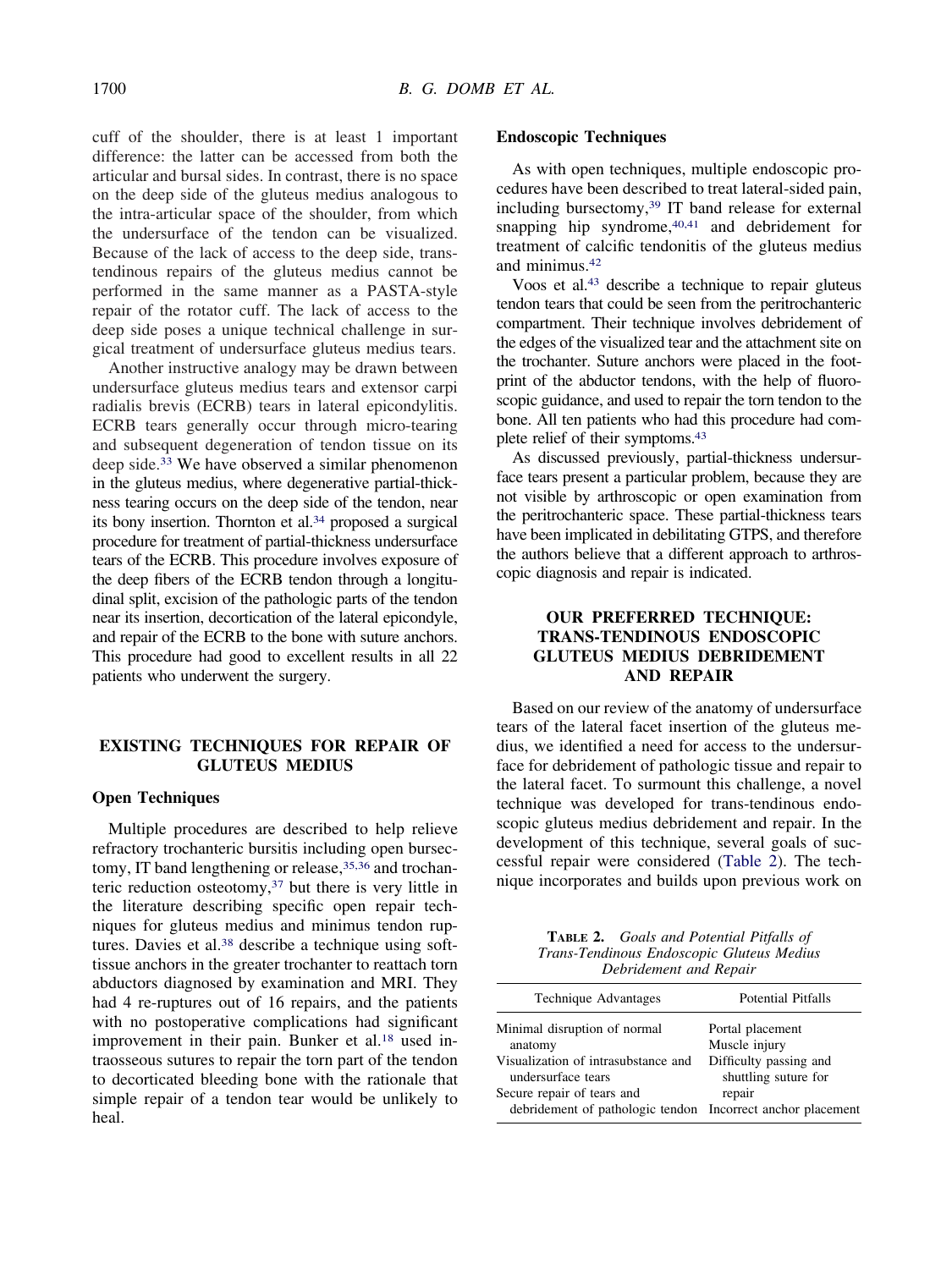cuff of the shoulder, there is at least 1 important difference: the latter can be accessed from both the articular and bursal sides. In contrast, there is no space on the deep side of the gluteus medius analogous to the intra-articular space of the shoulder, from which the undersurface of the tendon can be visualized. Because of the lack of access to the deep side, trans-tendinous repairs of the gluteus medius cannot be performed in the same manner as a PASTA-style repair of the rotator cuff. The lack of access to the deep side poses a unique technical challenge in surgical treatment of undersurface gluteus medius tears.

Another instructive analogy may be drawn between undersurface gluteus medius tears and extensor carpi radialis brevis (ECRB) tears in lateral epicondylitis. ECRB tears generally occur through micro-tearing and subsequent degeneration of tendon tissue on its deep side.[33] We have observed a similar phenomenon in the gluteus medius, where degenerative partial-thickness tearing occurs on the deep side of the tendon, near its bony insertion. Thornton et al.[34] proposed a surgical procedure for treatment of partial-thickness undersurface tears of the ECRB. This procedure involves exposure of the deep fibers of the ECRB tendon through a longitudinal split, excision of the pathologic parts of the tendon near its insertion, decortication of the lateral epicondyle, and repair of the ECRB to the bone with suture anchors. This procedure had good to excellent results in all 22 patients who underwent the surgery.

## EXISTING TECHNIQUES FOR REPAIR OF GLUTEUS MEDIUS

### Open Techniques

Multiple procedures are described to help relieve refractory trochanteric bursitis including open bursectomy, IT band lengthening or release,[35,36] and trochanteric reduction osteotomy,[37] but there is very little in the literature describing specific open repair techniques for gluteus medius and minimus tendon ruptures. Davies et al.[38] describe a technique using soft-tissue anchors in the greater trochanter to reattach torn abductors diagnosed by examination and MRI. They had 4 re-ruptures out of 16 repairs, and the patients with no postoperative complications had significant improvement in their pain. Bunker et al.[18] used intraosseous sutures to repair the torn part of the tendon to decorticated bleeding bone with the rationale that simple repair of a tendon tear would be unlikely to heal.

### Endoscopic Techniques

As with open techniques, multiple endoscopic procedures have been described to treat lateral-sided pain, including bursectomy,[39] IT band release for external snapping hip syndrome,[40,41] and debridement for treatment of calcific tendonitis of the gluteus medius and minimus.[42]

Voos et al.[43] describe a technique to repair gluteus tendon tears that could be seen from the peritrochanteric compartment. Their technique involves debridement of the edges of the visualized tear and the attachment site on the trochanter. Suture anchors were placed in the footprint of the abductor tendons, with the help of fluoroscopic guidance, and used to repair the torn tendon to the bone. All ten patients who had this procedure had complete relief of their symptoms.[43]

As discussed previously, partial-thickness undersurface tears present a particular problem, because they are not visible by arthroscopic or open examination from the peritrochanteric space. These partial-thickness tears have been implicated in debilitating GTPS, and therefore the authors believe that a different approach to arthroscopic diagnosis and repair is indicated.

## OUR PREFERRED TECHNIQUE: TRANS-TENDINOUS ENDOSCOPIC GLUTEUS MEDIUS DEBRIDEMENT AND REPAIR

Based on our review of the anatomy of undersurface tears of the lateral facet insertion of the gluteus medius, we identified a need for access to the undersurface for debridement of pathologic tissue and repair to the lateral facet. To surmount this challenge, a novel technique was developed for trans-tendinous endoscopic gluteus medius debridement and repair. In the development of this technique, several goals of successful repair were considered (Table 2). The technique incorporates and builds upon previous work on

**TABLE 2.** *Goals and Potential Pitfalls of Trans-Tendinous Endoscopic Gluteus Medius Debridement and Repair*

| Technique Advantages | Potential Pitfalls |
|---|---|
| Minimal disruption of normal anatomy | Portal placement |
| | Muscle injury |
| Visualization of intrasubstance and undersurface tears | Difficulty passing and shuttling suture for repair |
| Secure repair of tears and debridement of pathologic tendon | Incorrect anchor placement |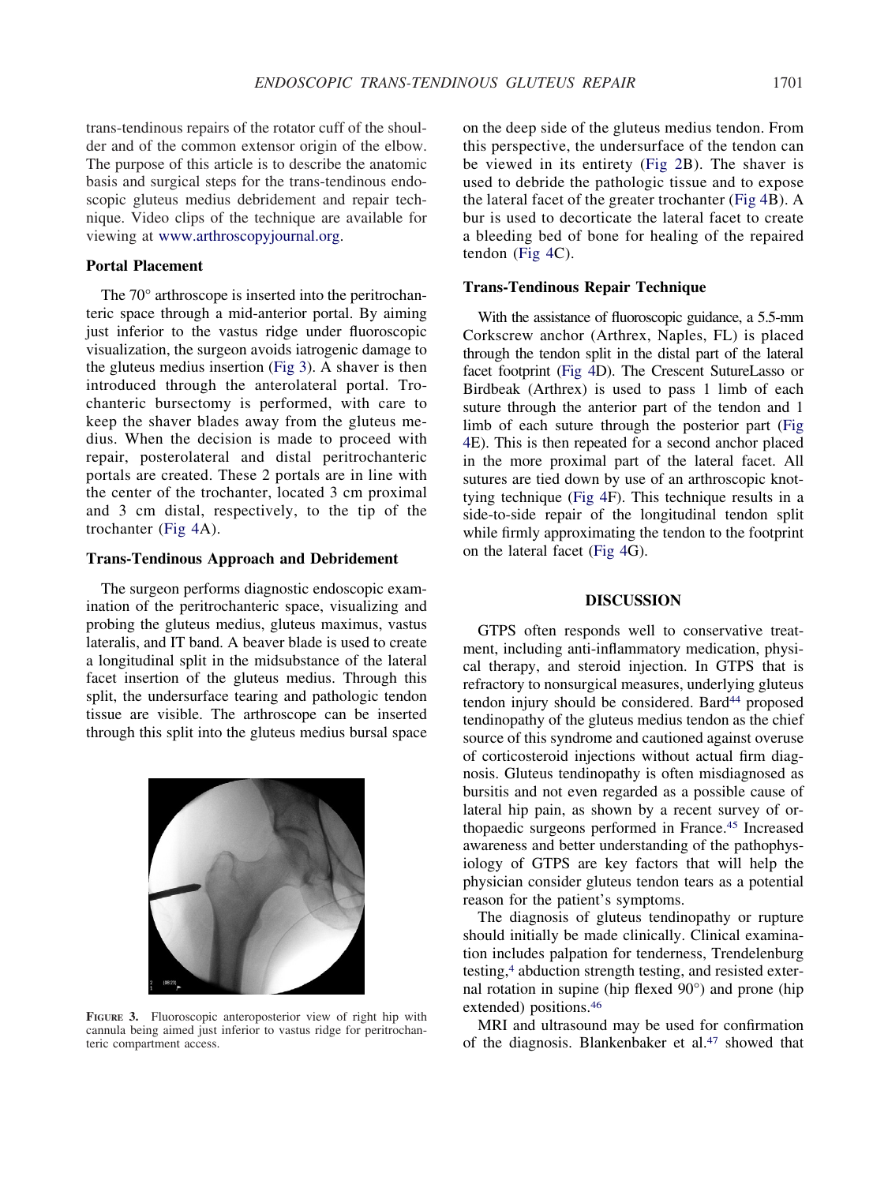trans-tendinous repairs of the rotator cuff of the shoulder and of the common extensor origin of the elbow. The purpose of this article is to describe the anatomic basis and surgical steps for the trans-tendinous endoscopic gluteus medius debridement and repair technique. Video clips of the technique are available for viewing at www.arthroscopyjournal.org.

### Portal Placement

The 70° arthroscope is inserted into the peritrochanteric space through a mid-anterior portal. By aiming just inferior to the vastus ridge under fluoroscopic visualization, the surgeon avoids iatrogenic damage to the gluteus medius insertion (Fig 3). A shaver is then introduced through the anterolateral portal. Trochanteric bursectomy is performed, with care to keep the shaver blades away from the gluteus medius. When the decision is made to proceed with repair, posterolateral and distal peritrochanteric portals are created. These 2 portals are in line with the center of the trochanter, located 3 cm proximal and 3 cm distal, respectively, to the tip of the trochanter (Fig 4A).

### Trans-Tendinous Approach and Debridement

The surgeon performs diagnostic endoscopic examination of the peritrochanteric space, visualizing and probing the gluteus medius, gluteus maximus, vastus lateralis, and IT band. A beaver blade is used to create a longitudinal split in the midsubstance of the lateral facet insertion of the gluteus medius. Through this split, the undersurface tearing and pathologic tendon tissue are visible. The arthroscope can be inserted through this split into the gluteus medius bursal space on the deep side of the gluteus medius tendon. From this perspective, the undersurface of the tendon can be viewed in its entirety (Fig 2B). The shaver is used to debride the pathologic tissue and to expose the lateral facet of the greater trochanter (Fig 4B). A bur is used to decorticate the lateral facet to create a bleeding bed of bone for healing of the repaired tendon (Fig 4C).

**FIGURE 3.** Fluoroscopic anteroposterior view of right hip with cannula being aimed just inferior to vastus ridge for peritrochanteric compartment access.

### Trans-Tendinous Repair Technique

With the assistance of fluoroscopic guidance, a 5.5-mm Corkscrew anchor (Arthrex, Naples, FL) is placed through the tendon split in the distal part of the lateral facet footprint (Fig 4D). The Crescent SutureLasso or Birdbeak (Arthrex) is used to pass 1 limb of each suture through the anterior part of the tendon and 1 limb of each suture through the posterior part (Fig 4E). This is then repeated for a second anchor placed in the more proximal part of the lateral facet. All sutures are tied down by use of an arthroscopic knot-tying technique (Fig 4F). This technique results in a side-to-side repair of the longitudinal tendon split while firmly approximating the tendon to the footprint on the lateral facet (Fig 4G).

## DISCUSSION

GTPS often responds well to conservative treatment, including anti-inflammatory medication, physical therapy, and steroid injection. In GTPS that is refractory to nonsurgical measures, underlying gluteus tendon injury should be considered. Bard[44] proposed tendinopathy of the gluteus medius tendon as the chief source of this syndrome and cautioned against overuse of corticosteroid injections without actual firm diagnosis. Gluteus tendinopathy is often misdiagnosed as bursitis and not even regarded as a possible cause of lateral hip pain, as shown by a recent survey of orthopaedic surgeons performed in France.[45] Increased awareness and better understanding of the pathophysiology of GTPS are key factors that will help the physician consider gluteus tendon tears as a potential reason for the patient's symptoms.

The diagnosis of gluteus tendinopathy or rupture should initially be made clinically. Clinical examination includes palpation for tenderness, Trendelenburg testing,[4] abduction strength testing, and resisted external rotation in supine (hip flexed 90°) and prone (hip extended) positions.[46]

MRI and ultrasound may be used for confirmation of the diagnosis. Blankenbaker et al.[47] showed that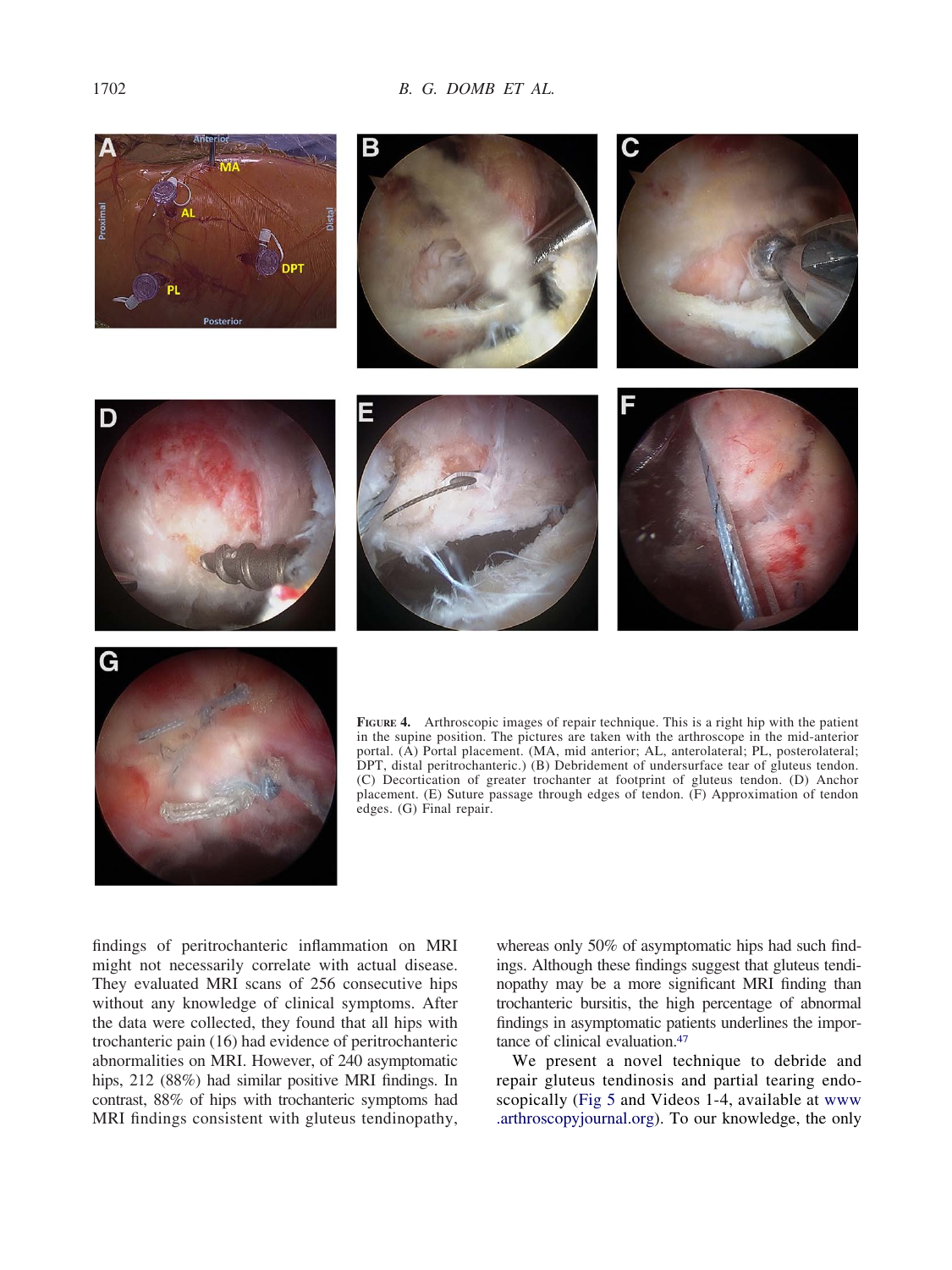**FIGURE 4.** Arthroscopic images of repair technique. This is a right hip with the patient in the supine position. The pictures are taken with the arthroscope in the mid-anterior portal. (A) Portal placement. (MA, mid anterior; AL, anterolateral; PL, posterolateral; DPT, distal peritrochanteric.) (B) Debridement of undersurface tear of gluteus tendon. (C) Decortication of greater trochanter at footprint of gluteus tendon. (D) Anchor placement. (E) Suture passage through edges of tendon. (F) Approximation of tendon edges. (G) Final repair.

findings of peritrochanteric inflammation on MRI might not necessarily correlate with actual disease. They evaluated MRI scans of 256 consecutive hips without any knowledge of clinical symptoms. After the data were collected, they found that all hips with trochanteric pain (16) had evidence of peritrochanteric abnormalities on MRI. However, of 240 asymptomatic hips, 212 (88%) had similar positive MRI findings. In contrast, 88% of hips with trochanteric symptoms had MRI findings consistent with gluteus tendinopathy, whereas only 50% of asymptomatic hips had such findings. Although these findings suggest that gluteus tendinopathy may be a more significant MRI finding than trochanteric bursitis, the high percentage of abnormal findings in asymptomatic patients underlines the importance of clinical evaluation.[47]

We present a novel technique to debride and repair gluteus tendinosis and partial tearing endoscopically (Fig 5 and Videos 1-4, available at www.arthroscopyjournal.org). To our knowledge, the only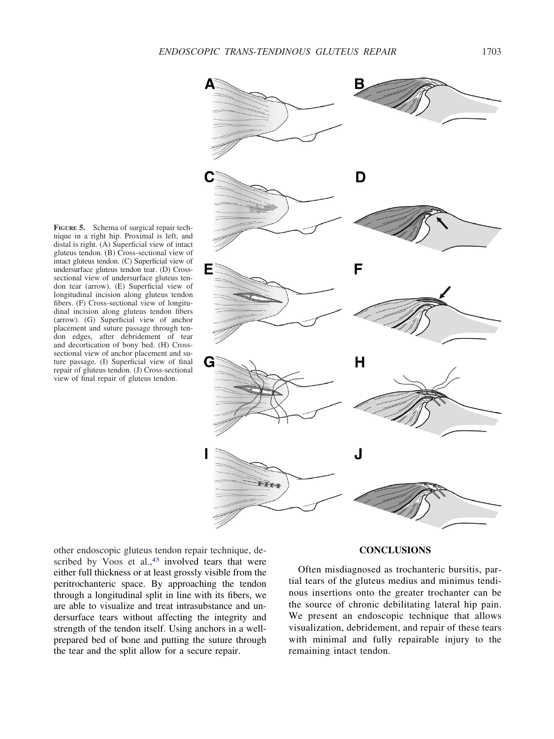**FIGURE 5.** Schema of surgical repair technique in a right hip. Proximal is left, and distal is right. (A) Superficial view of intact gluteus tendon. (B) Cross-sectional view of intact gluteus tendon. (C) Superficial view of undersurface gluteus tendon tear. (D) Cross-sectional view of undersurface gluteus tendon tear (arrow). (E) Superficial view of longitudinal incision along gluteus tendon fibers. (F) Cross-sectional view of longitudinal incision along gluteus tendon fibers (arrow). (G) Superficial view of anchor placement and suture passage through tendon edges, after debridement of tear and decortication of bony bed. (H) Cross-sectional view of anchor placement and suture passage. (I) Superficial view of final repair of gluteus tendon. (J) Cross-sectional view of final repair of gluteus tendon.

other endoscopic gluteus tendon repair technique, described by Voos et al.,[43] involved tears that were either full thickness or at least grossly visible from the peritrochanteric space. By approaching the tendon through a longitudinal split in line with its fibers, we are able to visualize and treat intrasubstance and undersurface tears without affecting the integrity and strength of the tendon itself. Using anchors in a well-prepared bed of bone and putting the suture through the tear and the split allow for a secure repair.

## CONCLUSIONS

Often misdiagnosed as trochanteric bursitis, partial tears of the gluteus medius and minimus tendinous insertions onto the greater trochanter can be the source of chronic debilitating lateral hip pain. We present an endoscopic technique that allows visualization, debridement, and repair of these tears with minimal and fully repairable injury to the remaining intact tendon.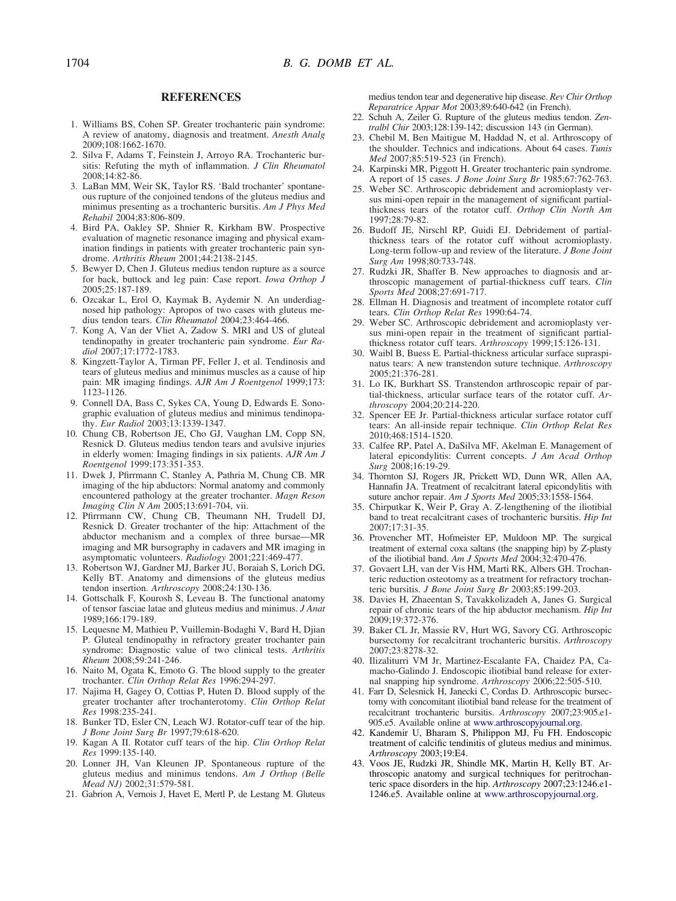## REFERENCES

1. Williams BS, Cohen SP. Greater trochanteric pain syndrome: A review of anatomy, diagnosis and treatment. *Anesth Analg* 2009;108:1662-1670.
2. Silva F, Adams T, Feinstein J, Arroyo RA. Trochanteric bursitis: Refuting the myth of inflammation. *J Clin Rheumatol* 2008;14:82-86.
3. LaBan MM, Weir SK, Taylor RS. 'Bald trochanter' spontaneous rupture of the conjoined tendons of the gluteus medius and minimus presenting as a trochanteric bursitis. *Am J Phys Med Rehabil* 2004;83:806-809.
4. Bird PA, Oakley SP, Shnier R, Kirkham BW. Prospective evaluation of magnetic resonance imaging and physical examination findings in patients with greater trochanteric pain syndrome. *Arthritis Rheum* 2001;44:2138-2145.
5. Bewyer D, Chen J. Gluteus medius tendon rupture as a source for back, buttock and leg pain: Case report. *Iowa Orthop J* 2005;25:187-189.
6. Ozcakar L, Erol O, Kaymak B, Aydemir N. An underdiagnosed hip pathology: Apropos of two cases with gluteus medius tendon tears. *Clin Rheumatol* 2004;23:464-466.
7. Kong A, Van der Vliet A, Zadow S. MRI and US of gluteal tendinopathy in greater trochanteric pain syndrome. *Eur Radiol* 2007;17:1772-1783.
8. Kingzett-Taylor A, Tirman PF, Feller J, et al. Tendinosis and tears of gluteus medius and minimus muscles as a cause of hip pain: MR imaging findings. *AJR Am J Roentgenol* 1999;173: 1123-1126.
9. Connell DA, Bass C, Sykes CA, Young D, Edwards E. Sonographic evaluation of gluteus medius and minimus tendinopathy. *Eur Radiol* 2003;13:1339-1347.
10. Chung CB, Robertson JE, Cho GJ, Vaughan LM, Copp SN, Resnick D. Gluteus medius tendon tears and avulsive injuries in elderly women: Imaging findings in six patients. *AJR Am J Roentgenol* 1999;173:351-353.
11. Dwek J, Pfirrmann C, Stanley A, Pathria M, Chung CB. MR imaging of the hip abductors: Normal anatomy and commonly encountered pathology at the greater trochanter. *Magn Reson Imaging Clin N Am* 2005;13:691-704, vii.
12. Pfirrmann CW, Chung CB, Theumann NH, Trudell DJ, Resnick D. Greater trochanter of the hip: Attachment of the abductor mechanism and a complex of three bursae—MR imaging and MR bursography in cadavers and MR imaging in asymptomatic volunteers. *Radiology* 2001;221:469-477.
13. Robertson WJ, Gardner MJ, Barker JU, Boraiah S, Lorich DG, Kelly BT. Anatomy and dimensions of the gluteus medius tendon insertion. *Arthroscopy* 2008;24:130-136.
14. Gottschalk F, Kourosh S, Leveau B. The functional anatomy of tensor fasciae latae and gluteus medius and minimus. *J Anat* 1989;166:179-189.
15. Lequesne M, Mathieu P, Vuillemin-Bodaghi V, Bard H, Djian P. Gluteal tendinopathy in refractory greater trochanter pain syndrome: Diagnostic value of two clinical tests. *Arthritis Rheum* 2008;59:241-246.
16. Naito M, Ogata K, Emoto G. The blood supply to the greater trochanter. *Clin Orthop Relat Res* 1996:294-297.
17. Najima H, Gagey O, Cottias P, Huten D. Blood supply of the greater trochanter after trochanterotomy. *Clin Orthop Relat Res* 1998:235-241.
18. Bunker TD, Esler CN, Leach WJ. Rotator-cuff tear of the hip. *J Bone Joint Surg Br* 1997;79:618-620.
19. Kagan A II. Rotator cuff tears of the hip. *Clin Orthop Relat Res* 1999:135-140.
20. Lonner JH, Van Kleunen JP. Spontaneous rupture of the gluteus medius and minimus tendons. *Am J Orthop (Belle Mead NJ)* 2002;31:579-581.
21. Gabrion A, Vernois J, Havet E, Mertl P, de Lestang M. Gluteus medius tendon tear and degenerative hip disease. *Rev Chir Orthop Reparatrice Appar Mot* 2003;89:640-642 (in French).
22. Schuh A, Zeiler G. Rupture of the gluteus medius tendon. *Zentralbl Chir* 2003;128:139-142; discussion 143 (in German).
23. Chebil M, Ben Maitigue M, Haddad N, et al. Arthroscopy of the shoulder. Technics and indications. About 64 cases. *Tunis Med* 2007;85:519-523 (in French).
24. Karpinski MR, Piggott H. Greater trochanteric pain syndrome. A report of 15 cases. *J Bone Joint Surg Br* 1985;67:762-763.
25. Weber SC. Arthroscopic debridement and acromioplasty versus mini-open repair in the management of significant partial-thickness tears of the rotator cuff. *Orthop Clin North Am* 1997;28:79-82.
26. Budoff JE, Nirschl RP, Guidi EJ. Debridement of partial-thickness tears of the rotator cuff without acromioplasty. Long-term follow-up and review of the literature. *J Bone Joint Surg Am* 1998;80:733-748.
27. Rudzki JR, Shaffer B. New approaches to diagnosis and arthroscopic management of partial-thickness cuff tears. *Clin Sports Med* 2008;27:691-717.
28. Ellman H. Diagnosis and treatment of incomplete rotator cuff tears. *Clin Orthop Relat Res* 1990:64-74.
29. Weber SC. Arthroscopic debridement and acromioplasty versus mini-open repair in the treatment of significant partial-thickness rotator cuff tears. *Arthroscopy* 1999;15:126-131.
30. Waibl B, Buess E. Partial-thickness articular surface supraspinatus tears: A new transtendon suture technique. *Arthroscopy* 2005;21:376-281.
31. Lo IK, Burkhart SS. Transtendon arthroscopic repair of partial-thickness, articular surface tears of the rotator cuff. *Arthroscopy* 2004;20:214-220.
32. Spencer EE Jr. Partial-thickness articular surface rotator cuff tears: An all-inside repair technique. *Clin Orthop Relat Res* 2010;468:1514-1520.
33. Calfee RP, Patel A, DaSilva MF, Akelman E. Management of lateral epicondylitis: Current concepts. *J Am Acad Orthop Surg* 2008;16:19-29.
34. Thornton SJ, Rogers JR, Prickett WD, Dunn WR, Allen AA, Hannafin JA. Treatment of recalcitrant lateral epicondylitis with suture anchor repair. *Am J Sports Med* 2005;33:1558-1564.
35. Chirputkar K, Weir P, Gray A. Z-lengthening of the iliotibial band to treat recalcitrant cases of trochanteric bursitis. *Hip Int* 2007;17:31-35.
36. Provencher MT, Hofmeister EP, Muldoon MP. The surgical treatment of external coxa saltans (the snapping hip) by Z-plasty of the iliotibial band. *Am J Sports Med* 2004;32:470-476.
37. Govaert LH, van der Vis HM, Marti RK, Albers GH. Trochanteric reduction osteotomy as a treatment for refractory trochanteric bursitis. *J Bone Joint Surg Br* 2003;85:199-203.
38. Davies H, Zhaeentan S, Tavakkolizadeh A, Janes G. Surgical repair of chronic tears of the hip abductor mechanism. *Hip Int* 2009;19:372-376.
39. Baker CL Jr, Massie RV, Hurt WG, Savory CG. Arthroscopic bursectomy for recalcitrant trochanteric bursitis. *Arthroscopy* 2007;23:8278-32.
40. Ilizaliturri VM Jr, Martinez-Escalante FA, Chaidez PA, Camacho-Galindo J. Endoscopic iliotibial band release for external snapping hip syndrome. *Arthroscopy* 2006;22:505-510.
41. Farr D, Selesnick H, Janecki C, Cordas D. Arthroscopic bursectomy with concomitant iliotibial band release for the treatment of recalcitrant trochanteric bursitis. *Arthroscopy* 2007;23:905.e1-905.e5. Available online at www.arthroscopyjournal.org.
42. Kandemir U, Bharam S, Philippon MJ, Fu FH. Endoscopic treatment of calcific tendinitis of gluteus medius and minimus. *Arthroscopy* 2003;19:E4.
43. Voos JE, Rudzki JR, Shindle MK, Martin H, Kelly BT. Arthroscopic anatomy and surgical techniques for peritrochanteric space disorders in the hip. *Arthroscopy* 2007;23:1246.e1-1246.e5. Available online at www.arthroscopyjournal.org.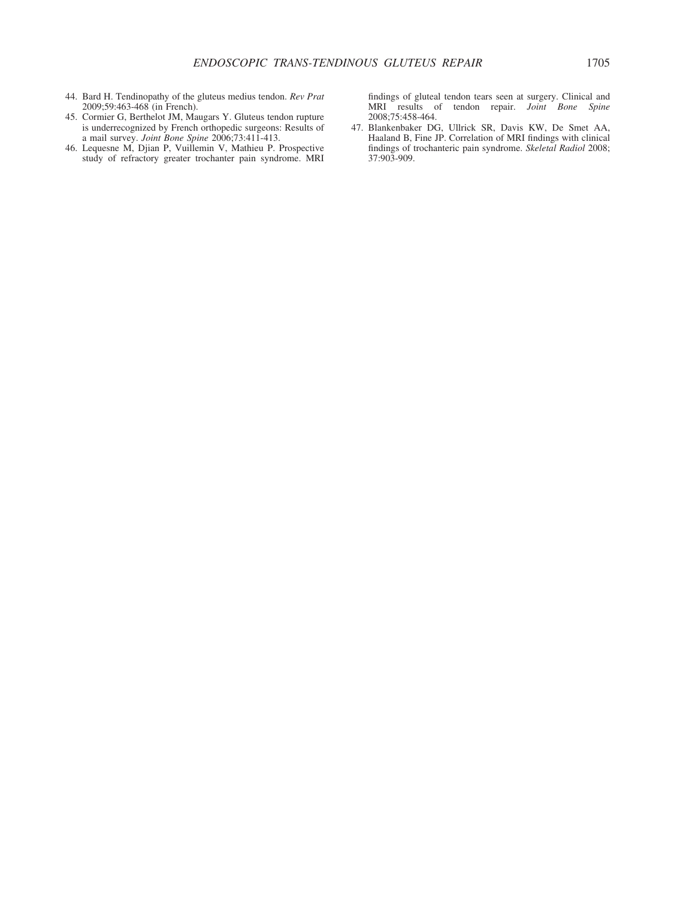44. Bard H. Tendinopathy of the gluteus medius tendon. *Rev Prat* 2009;59:463-468 (in French).
45. Cormier G, Berthelot JM, Maugars Y. Gluteus tendon rupture is underrecognized by French orthopedic surgeons: Results of a mail survey. *Joint Bone Spine* 2006;73:411-413.
46. Lequesne M, Djian P, Vuillemin V, Mathieu P. Prospective study of refractory greater trochanter pain syndrome. MRI findings of gluteal tendon tears seen at surgery. Clinical and MRI results of tendon repair. *Joint Bone Spine* 2008;75:458-464.
47. Blankenbaker DG, Ullrick SR, Davis KW, De Smet AA, Haaland B, Fine JP. Correlation of MRI findings with clinical findings of trochanteric pain syndrome. *Skeletal Radiol* 2008; 37:903-909.